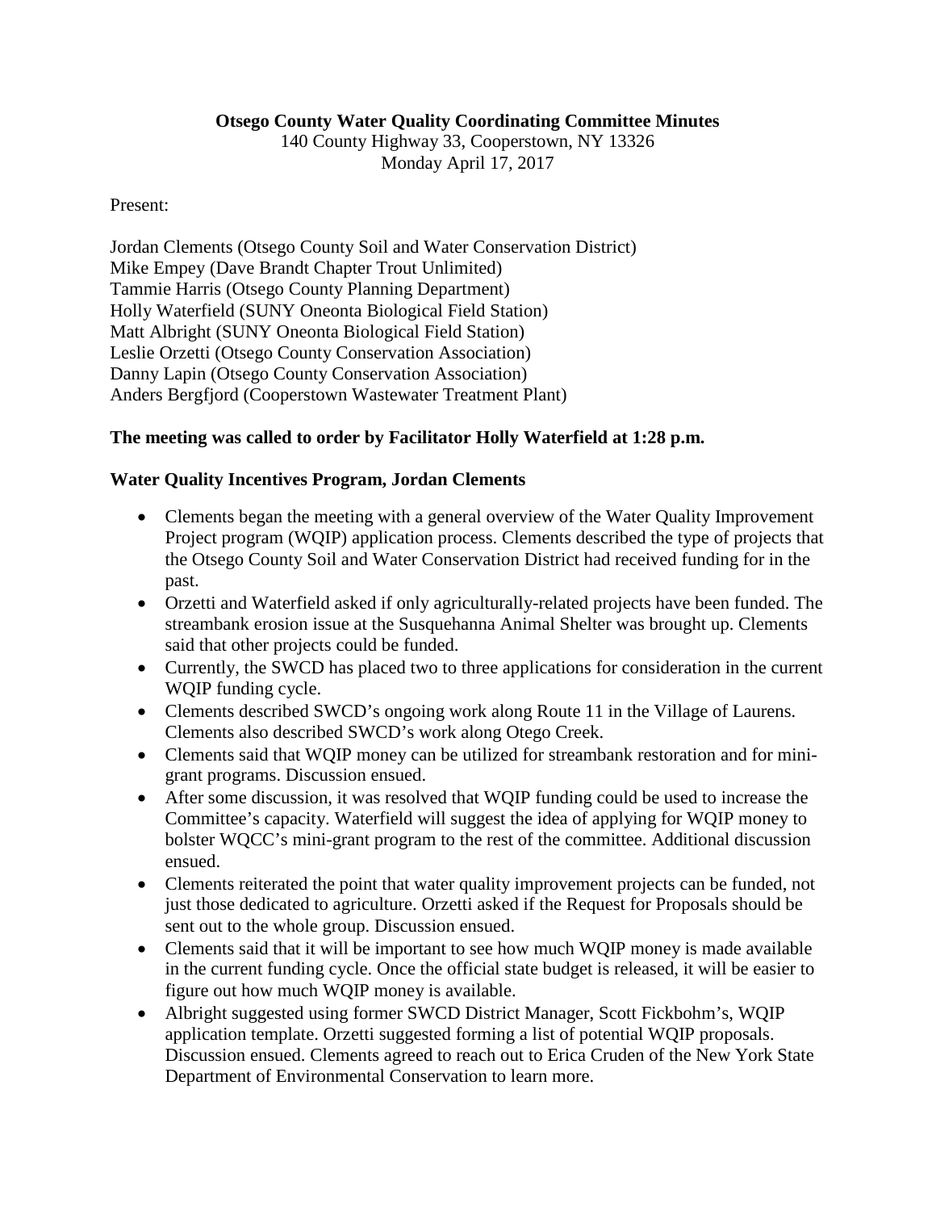**Otsego County Water Quality Coordinating Committee Minutes**
140 County Highway 33, Cooperstown, NY 13326
Monday April 17, 2017

Present:

Jordan Clements (Otsego County Soil and Water Conservation District)
Mike Empey (Dave Brandt Chapter Trout Unlimited)
Tammie Harris (Otsego County Planning Department)
Holly Waterfield (SUNY Oneonta Biological Field Station)
Matt Albright (SUNY Oneonta Biological Field Station)
Leslie Orzetti (Otsego County Conservation Association)
Danny Lapin (Otsego County Conservation Association)
Anders Bergfjord (Cooperstown Wastewater Treatment Plant)

**The meeting was called to order by Facilitator Holly Waterfield at 1:28 p.m.**

**Water Quality Incentives Program, Jordan Clements**

- Clements began the meeting with a general overview of the Water Quality Improvement Project program (WQIP) application process. Clements described the type of projects that the Otsego County Soil and Water Conservation District had received funding for in the past.
- Orzetti and Waterfield asked if only agriculturally-related projects have been funded. The streambank erosion issue at the Susquehanna Animal Shelter was brought up. Clements said that other projects could be funded.
- Currently, the SWCD has placed two to three applications for consideration in the current WQIP funding cycle.
- Clements described SWCD's ongoing work along Route 11 in the Village of Laurens. Clements also described SWCD's work along Otego Creek.
- Clements said that WQIP money can be utilized for streambank restoration and for mini-grant programs. Discussion ensued.
- After some discussion, it was resolved that WQIP funding could be used to increase the Committee's capacity. Waterfield will suggest the idea of applying for WQIP money to bolster WQCC's mini-grant program to the rest of the committee. Additional discussion ensued.
- Clements reiterated the point that water quality improvement projects can be funded, not just those dedicated to agriculture. Orzetti asked if the Request for Proposals should be sent out to the whole group. Discussion ensued.
- Clements said that it will be important to see how much WQIP money is made available in the current funding cycle. Once the official state budget is released, it will be easier to figure out how much WQIP money is available.
- Albright suggested using former SWCD District Manager, Scott Fickbohm's, WQIP application template. Orzetti suggested forming a list of potential WQIP proposals. Discussion ensued. Clements agreed to reach out to Erica Cruden of the New York State Department of Environmental Conservation to learn more.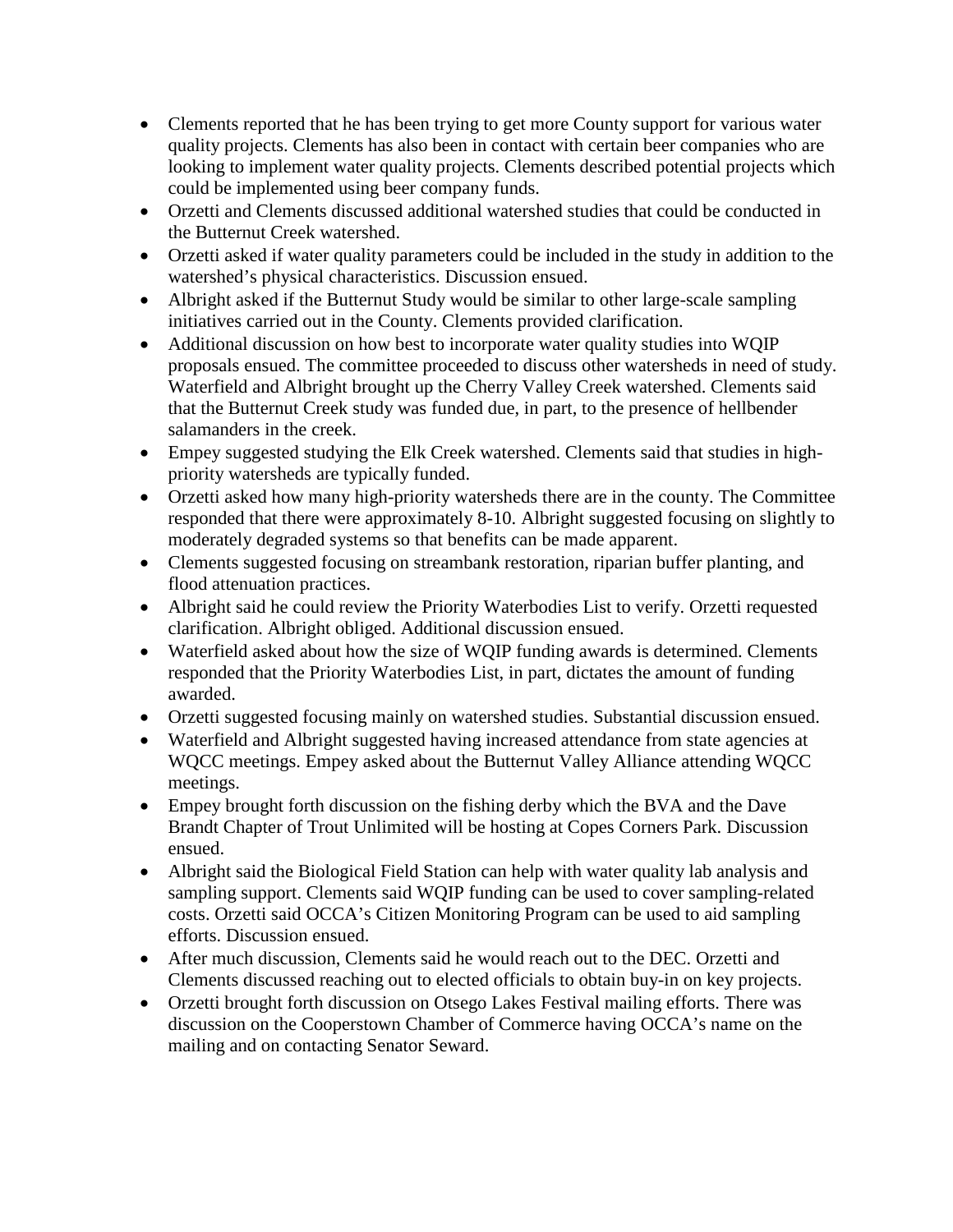- Clements reported that he has been trying to get more County support for various water quality projects. Clements has also been in contact with certain beer companies who are looking to implement water quality projects. Clements described potential projects which could be implemented using beer company funds.
- Orzetti and Clements discussed additional watershed studies that could be conducted in the Butternut Creek watershed.
- Orzetti asked if water quality parameters could be included in the study in addition to the watershed's physical characteristics. Discussion ensued.
- Albright asked if the Butternut Study would be similar to other large-scale sampling initiatives carried out in the County. Clements provided clarification.
- Additional discussion on how best to incorporate water quality studies into WQIP proposals ensued. The committee proceeded to discuss other watersheds in need of study. Waterfield and Albright brought up the Cherry Valley Creek watershed. Clements said that the Butternut Creek study was funded due, in part, to the presence of hellbender salamanders in the creek.
- Empey suggested studying the Elk Creek watershed. Clements said that studies in high-priority watersheds are typically funded.
- Orzetti asked how many high-priority watersheds there are in the county. The Committee responded that there were approximately 8-10. Albright suggested focusing on slightly to moderately degraded systems so that benefits can be made apparent.
- Clements suggested focusing on streambank restoration, riparian buffer planting, and flood attenuation practices.
- Albright said he could review the Priority Waterbodies List to verify. Orzetti requested clarification. Albright obliged. Additional discussion ensued.
- Waterfield asked about how the size of WQIP funding awards is determined. Clements responded that the Priority Waterbodies List, in part, dictates the amount of funding awarded.
- Orzetti suggested focusing mainly on watershed studies. Substantial discussion ensued.
- Waterfield and Albright suggested having increased attendance from state agencies at WQCC meetings. Empey asked about the Butternut Valley Alliance attending WQCC meetings.
- Empey brought forth discussion on the fishing derby which the BVA and the Dave Brandt Chapter of Trout Unlimited will be hosting at Copes Corners Park. Discussion ensued.
- Albright said the Biological Field Station can help with water quality lab analysis and sampling support. Clements said WQIP funding can be used to cover sampling-related costs. Orzetti said OCCA's Citizen Monitoring Program can be used to aid sampling efforts. Discussion ensued.
- After much discussion, Clements said he would reach out to the DEC. Orzetti and Clements discussed reaching out to elected officials to obtain buy-in on key projects.
- Orzetti brought forth discussion on Otsego Lakes Festival mailing efforts. There was discussion on the Cooperstown Chamber of Commerce having OCCA's name on the mailing and on contacting Senator Seward.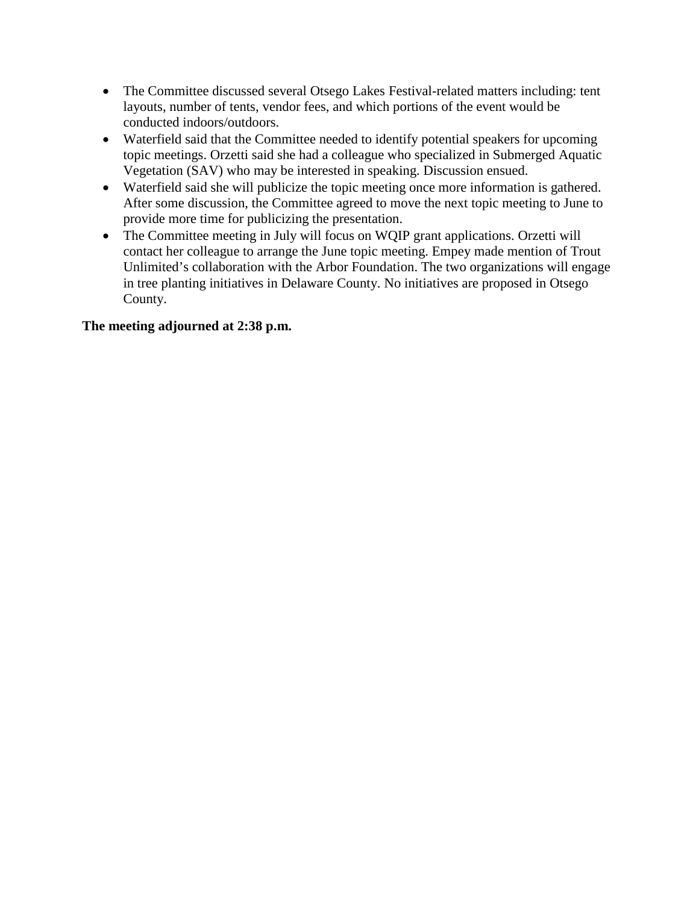- The Committee discussed several Otsego Lakes Festival-related matters including: tent layouts, number of tents, vendor fees, and which portions of the event would be conducted indoors/outdoors.
- Waterfield said that the Committee needed to identify potential speakers for upcoming topic meetings. Orzetti said she had a colleague who specialized in Submerged Aquatic Vegetation (SAV) who may be interested in speaking. Discussion ensued.
- Waterfield said she will publicize the topic meeting once more information is gathered. After some discussion, the Committee agreed to move the next topic meeting to June to provide more time for publicizing the presentation.
- The Committee meeting in July will focus on WQIP grant applications. Orzetti will contact her colleague to arrange the June topic meeting. Empey made mention of Trout Unlimited's collaboration with the Arbor Foundation. The two organizations will engage in tree planting initiatives in Delaware County. No initiatives are proposed in Otsego County.

**The meeting adjourned at 2:38 p.m.**